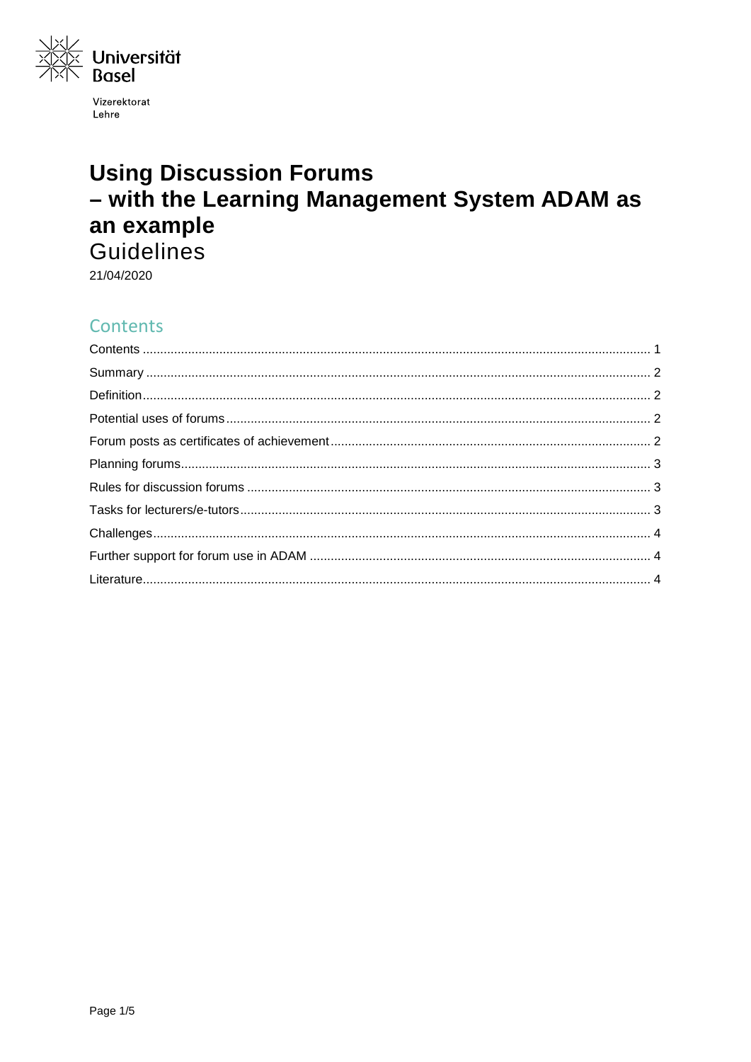Universität Basel

Vizerektorat Lehre

# Using Discussion Forums – with the Learning Management System ADAM as an example

Guidelines

21/04/2020

## Contents

Contents ... 1

Summary ... 2

Definition ... 2

Potential uses of forums ... 2

Forum posts as certificates of achievement ... 2

Planning forums ... 3

Rules for discussion forums ... 3

Tasks for lecturers/e-tutors ... 3

Challenges ... 4

Further support for forum use in ADAM ... 4

Literature ... 4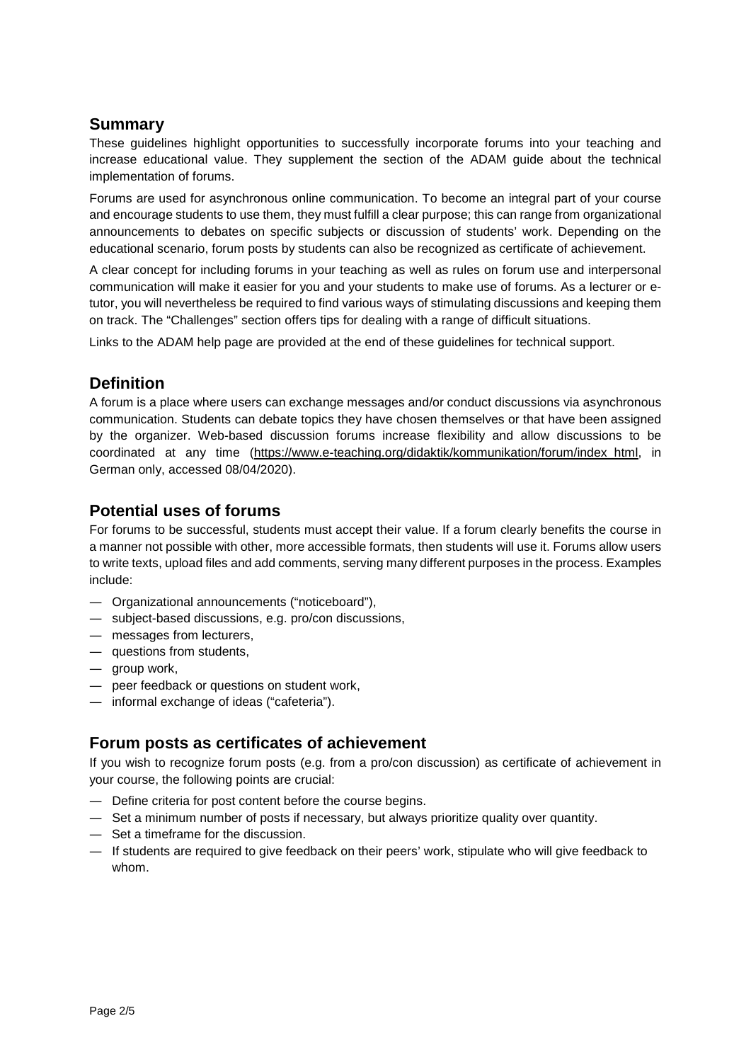## Summary

These guidelines highlight opportunities to successfully incorporate forums into your teaching and increase educational value. They supplement the section of the ADAM guide about the technical implementation of forums.

Forums are used for asynchronous online communication. To become an integral part of your course and encourage students to use them, they must fulfill a clear purpose; this can range from organizational announcements to debates on specific subjects or discussion of students' work. Depending on the educational scenario, forum posts by students can also be recognized as certificate of achievement.

A clear concept for including forums in your teaching as well as rules on forum use and interpersonal communication will make it easier for you and your students to make use of forums. As a lecturer or e-tutor, you will nevertheless be required to find various ways of stimulating discussions and keeping them on track. The "Challenges" section offers tips for dealing with a range of difficult situations.

Links to the ADAM help page are provided at the end of these guidelines for technical support.

## Definition

A forum is a place where users can exchange messages and/or conduct discussions via asynchronous communication. Students can debate topics they have chosen themselves or that have been assigned by the organizer. Web-based discussion forums increase flexibility and allow discussions to be coordinated at any time (https://www.e-teaching.org/didaktik/kommunikation/forum/index_html, in German only, accessed 08/04/2020).

## Potential uses of forums

For forums to be successful, students must accept their value. If a forum clearly benefits the course in a manner not possible with other, more accessible formats, then students will use it. Forums allow users to write texts, upload files and add comments, serving many different purposes in the process. Examples include:

- Organizational announcements ("noticeboard"),
- subject-based discussions, e.g. pro/con discussions,
- messages from lecturers,
- questions from students,
- group work,
- peer feedback or questions on student work,
- informal exchange of ideas ("cafeteria").

## Forum posts as certificates of achievement

If you wish to recognize forum posts (e.g. from a pro/con discussion) as certificate of achievement in your course, the following points are crucial:

- Define criteria for post content before the course begins.
- Set a minimum number of posts if necessary, but always prioritize quality over quantity.
- Set a timeframe for the discussion.
- If students are required to give feedback on their peers' work, stipulate who will give feedback to whom.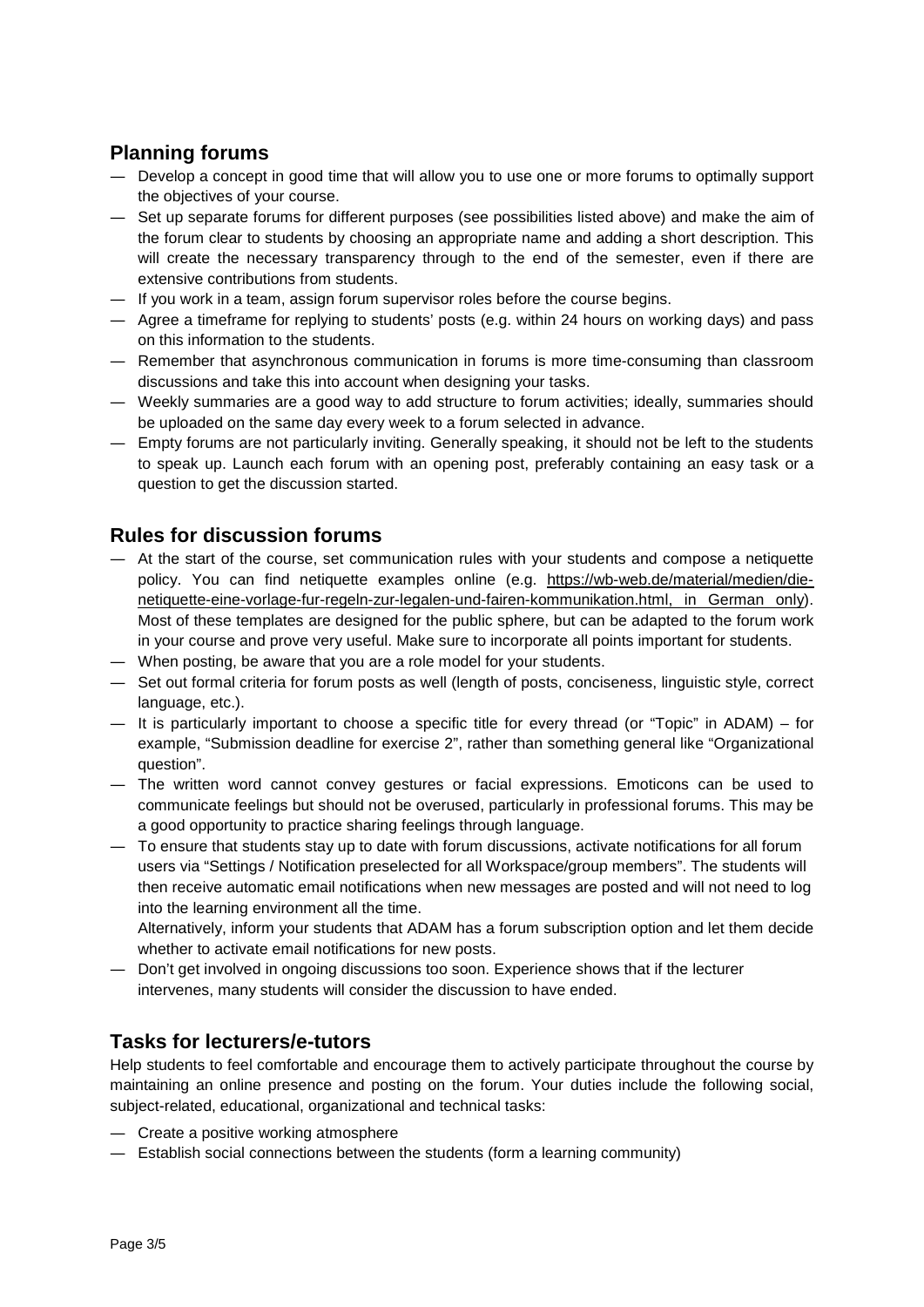## Planning forums

— Develop a concept in good time that will allow you to use one or more forums to optimally support the objectives of your course.
— Set up separate forums for different purposes (see possibilities listed above) and make the aim of the forum clear to students by choosing an appropriate name and adding a short description. This will create the necessary transparency through to the end of the semester, even if there are extensive contributions from students.
— If you work in a team, assign forum supervisor roles before the course begins.
— Agree a timeframe for replying to students' posts (e.g. within 24 hours on working days) and pass on this information to the students.
— Remember that asynchronous communication in forums is more time-consuming than classroom discussions and take this into account when designing your tasks.
— Weekly summaries are a good way to add structure to forum activities; ideally, summaries should be uploaded on the same day every week to a forum selected in advance.
— Empty forums are not particularly inviting. Generally speaking, it should not be left to the students to speak up. Launch each forum with an opening post, preferably containing an easy task or a question to get the discussion started.

## Rules for discussion forums

— At the start of the course, set communication rules with your students and compose a netiquette policy. You can find netiquette examples online (e.g. https://wb-web.de/material/medien/die-netiquette-eine-vorlage-fur-regeln-zur-legalen-und-fairen-kommunikation.html, in German only). Most of these templates are designed for the public sphere, but can be adapted to the forum work in your course and prove very useful. Make sure to incorporate all points important for students.
— When posting, be aware that you are a role model for your students.
— Set out formal criteria for forum posts as well (length of posts, conciseness, linguistic style, correct language, etc.).
— It is particularly important to choose a specific title for every thread (or "Topic" in ADAM) – for example, "Submission deadline for exercise 2", rather than something general like "Organizational question".
— The written word cannot convey gestures or facial expressions. Emoticons can be used to communicate feelings but should not be overused, particularly in professional forums. This may be a good opportunity to practice sharing feelings through language.
— To ensure that students stay up to date with forum discussions, activate notifications for all forum users via "Settings / Notification preselected for all Workspace/group members". The students will then receive automatic email notifications when new messages are posted and will not need to log into the learning environment all the time.
  Alternatively, inform your students that ADAM has a forum subscription option and let them decide whether to activate email notifications for new posts.
— Don't get involved in ongoing discussions too soon. Experience shows that if the lecturer intervenes, many students will consider the discussion to have ended.

## Tasks for lecturers/e-tutors

Help students to feel comfortable and encourage them to actively participate throughout the course by maintaining an online presence and posting on the forum. Your duties include the following social, subject-related, educational, organizational and technical tasks:

— Create a positive working atmosphere
— Establish social connections between the students (form a learning community)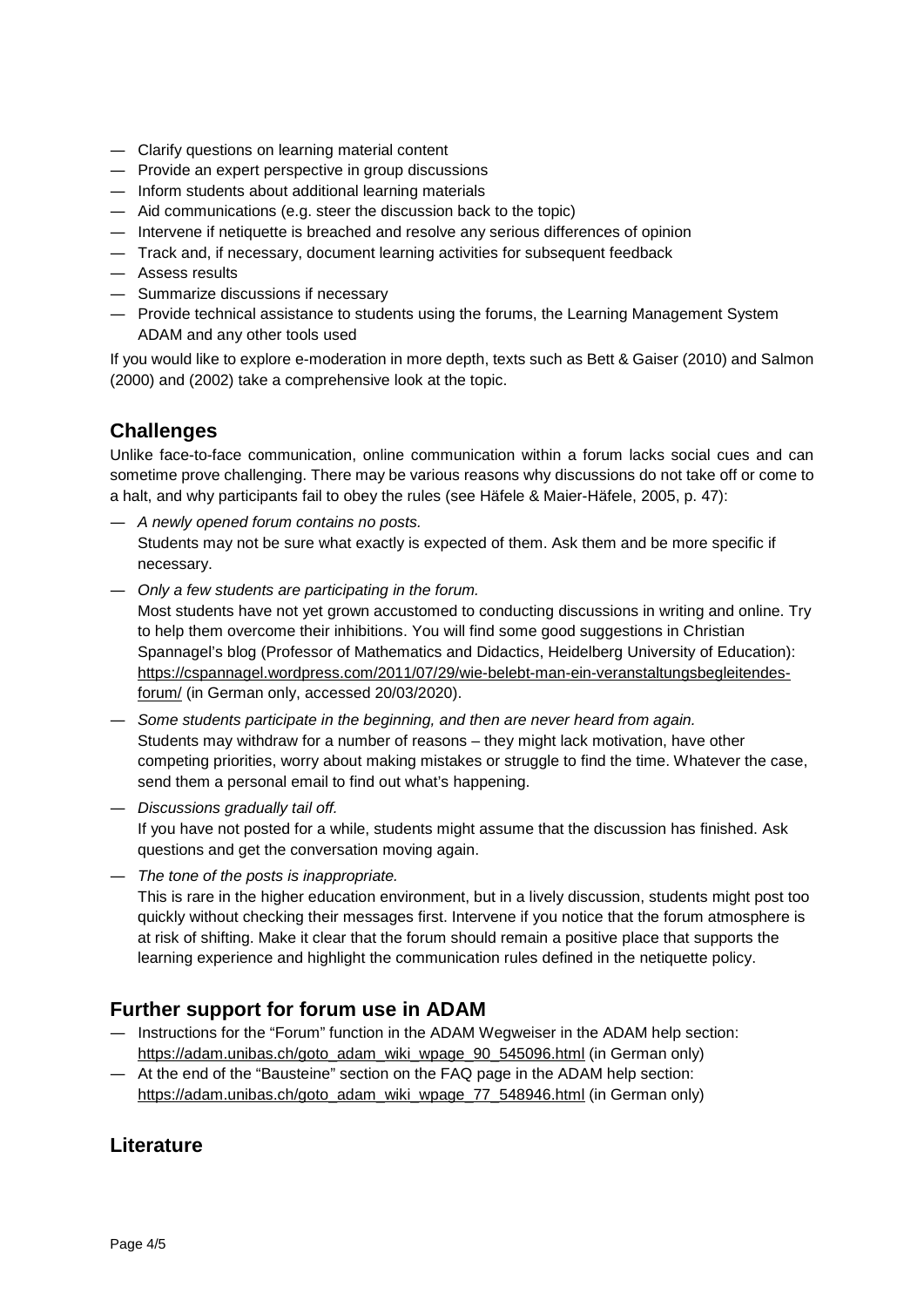- Clarify questions on learning material content
- Provide an expert perspective in group discussions
- Inform students about additional learning materials
- Aid communications (e.g. steer the discussion back to the topic)
- Intervene if netiquette is breached and resolve any serious differences of opinion
- Track and, if necessary, document learning activities for subsequent feedback
- Assess results
- Summarize discussions if necessary
- Provide technical assistance to students using the forums, the Learning Management System ADAM and any other tools used

If you would like to explore e-moderation in more depth, texts such as Bett & Gaiser (2010) and Salmon (2000) and (2002) take a comprehensive look at the topic.

## Challenges

Unlike face-to-face communication, online communication within a forum lacks social cues and can sometime prove challenging. There may be various reasons why discussions do not take off or come to a halt, and why participants fail to obey the rules (see Häfele & Maier-Häfele, 2005, p. 47):

- *A newly opened forum contains no posts.*
  Students may not be sure what exactly is expected of them. Ask them and be more specific if necessary.
- *Only a few students are participating in the forum.*
  Most students have not yet grown accustomed to conducting discussions in writing and online. Try to help them overcome their inhibitions. You will find some good suggestions in Christian Spannagel's blog (Professor of Mathematics and Didactics, Heidelberg University of Education): https://cspannagel.wordpress.com/2011/07/29/wie-belebt-man-ein-veranstaltungsbegleitendes-forum/ (in German only, accessed 20/03/2020).
- *Some students participate in the beginning, and then are never heard from again.*
  Students may withdraw for a number of reasons – they might lack motivation, have other competing priorities, worry about making mistakes or struggle to find the time. Whatever the case, send them a personal email to find out what's happening.
- *Discussions gradually tail off.*
  If you have not posted for a while, students might assume that the discussion has finished. Ask questions and get the conversation moving again.
- *The tone of the posts is inappropriate.*
  This is rare in the higher education environment, but in a lively discussion, students might post too quickly without checking their messages first. Intervene if you notice that the forum atmosphere is at risk of shifting. Make it clear that the forum should remain a positive place that supports the learning experience and highlight the communication rules defined in the netiquette policy.

## Further support for forum use in ADAM

- Instructions for the "Forum" function in the ADAM Wegweiser in the ADAM help section: https://adam.unibas.ch/goto_adam_wiki_wpage_90_545096.html (in German only)
- At the end of the "Bausteine" section on the FAQ page in the ADAM help section: https://adam.unibas.ch/goto_adam_wiki_wpage_77_548946.html (in German only)

## Literature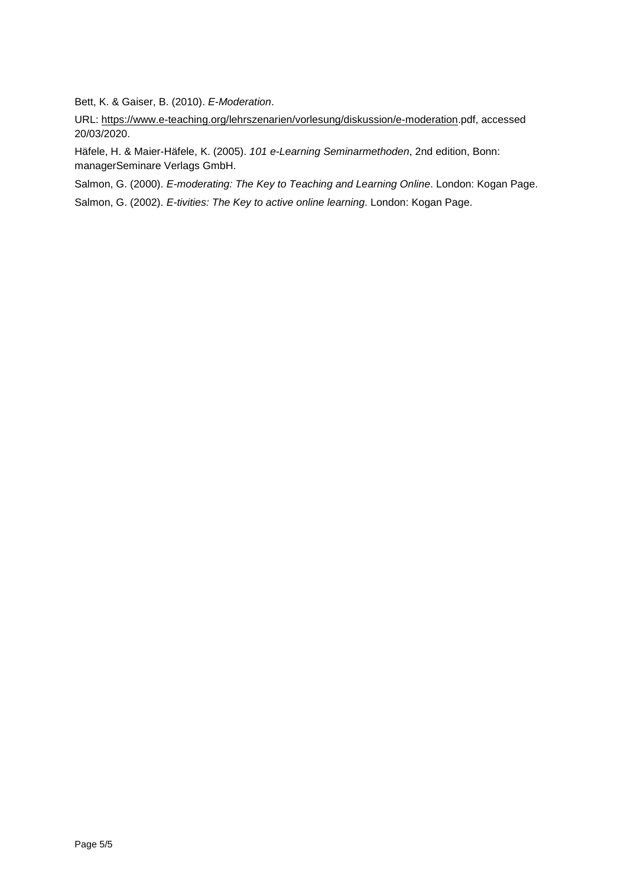Bett, K. & Gaiser, B. (2010). *E-Moderation*.

URL: https://www.e-teaching.org/lehrszenarien/vorlesung/diskussion/e-moderation.pdf, accessed 20/03/2020.

Häfele, H. & Maier-Häfele, K. (2005). *101 e-Learning Seminarmethoden*, 2nd edition, Bonn: managerSeminare Verlags GmbH.

Salmon, G. (2000). *E-moderating: The Key to Teaching and Learning Online*. London: Kogan Page.

Salmon, G. (2002). *E-tivities: The Key to active online learning*. London: Kogan Page.